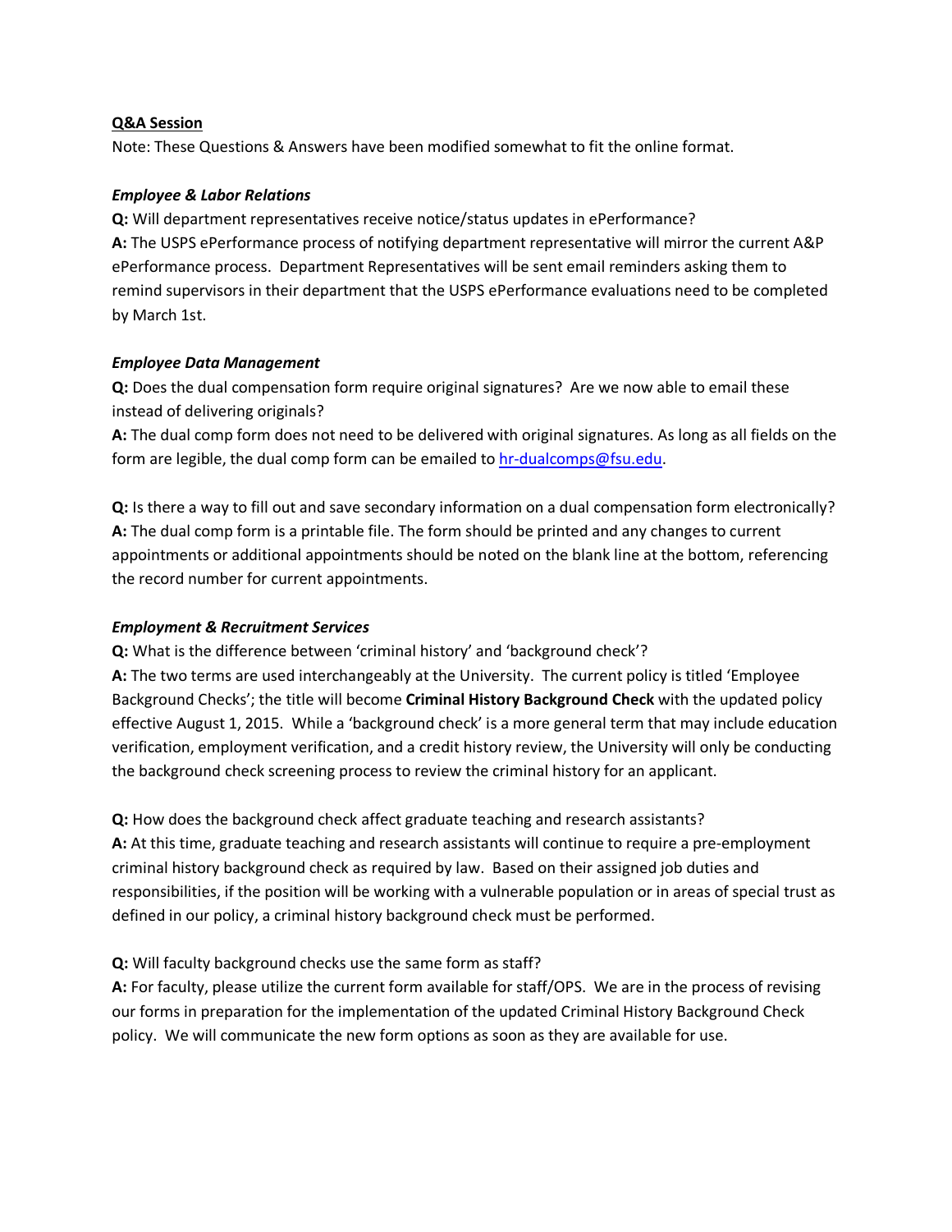**Q&A Session**

Note: These Questions & Answers have been modified somewhat to fit the online format.

***Employee & Labor Relations***

**Q:** Will department representatives receive notice/status updates in ePerformance?

**A:** The USPS ePerformance process of notifying department representative will mirror the current A&P ePerformance process. Department Representatives will be sent email reminders asking them to remind supervisors in their department that the USPS ePerformance evaluations need to be completed by March 1st.

***Employee Data Management***

**Q:** Does the dual compensation form require original signatures? Are we now able to email these instead of delivering originals?

**A:** The dual comp form does not need to be delivered with original signatures. As long as all fields on the form are legible, the dual comp form can be emailed to hr-dualcomps@fsu.edu.

**Q:** Is there a way to fill out and save secondary information on a dual compensation form electronically?

**A:** The dual comp form is a printable file. The form should be printed and any changes to current appointments or additional appointments should be noted on the blank line at the bottom, referencing the record number for current appointments.

***Employment & Recruitment Services***

**Q:** What is the difference between 'criminal history' and 'background check'?

**A:** The two terms are used interchangeably at the University. The current policy is titled 'Employee Background Checks'; the title will become **Criminal History Background Check** with the updated policy effective August 1, 2015. While a 'background check' is a more general term that may include education verification, employment verification, and a credit history review, the University will only be conducting the background check screening process to review the criminal history for an applicant.

**Q:** How does the background check affect graduate teaching and research assistants?

**A:** At this time, graduate teaching and research assistants will continue to require a pre-employment criminal history background check as required by law. Based on their assigned job duties and responsibilities, if the position will be working with a vulnerable population or in areas of special trust as defined in our policy, a criminal history background check must be performed.

**Q:** Will faculty background checks use the same form as staff?

**A:** For faculty, please utilize the current form available for staff/OPS. We are in the process of revising our forms in preparation for the implementation of the updated Criminal History Background Check policy. We will communicate the new form options as soon as they are available for use.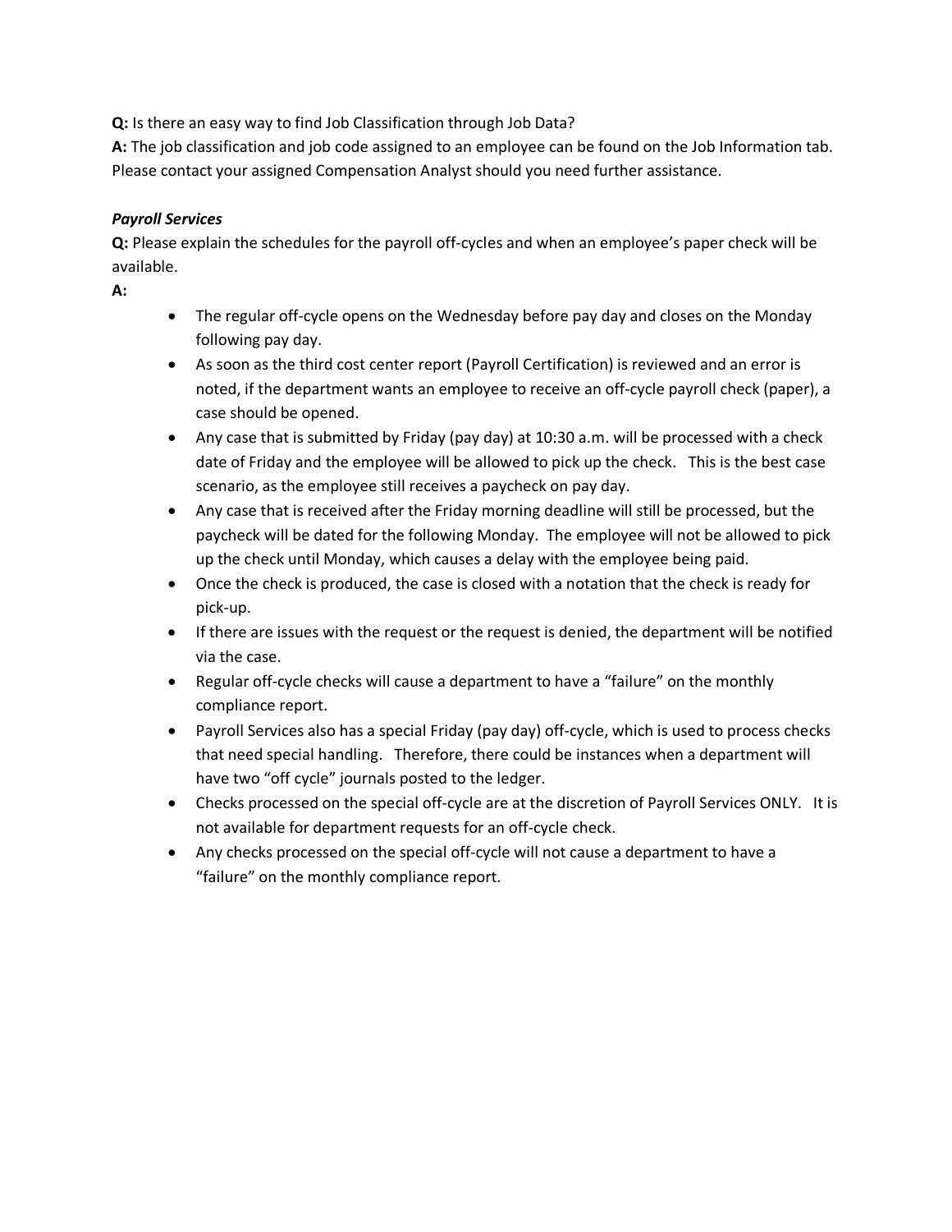**Q:** Is there an easy way to find Job Classification through Job Data?

**A:** The job classification and job code assigned to an employee can be found on the Job Information tab. Please contact your assigned Compensation Analyst should you need further assistance.

***Payroll Services***

**Q:** Please explain the schedules for the payroll off-cycles and when an employee's paper check will be available.

**A:**

- The regular off-cycle opens on the Wednesday before pay day and closes on the Monday following pay day.
- As soon as the third cost center report (Payroll Certification) is reviewed and an error is noted, if the department wants an employee to receive an off-cycle payroll check (paper), a case should be opened.
- Any case that is submitted by Friday (pay day) at 10:30 a.m. will be processed with a check date of Friday and the employee will be allowed to pick up the check. This is the best case scenario, as the employee still receives a paycheck on pay day.
- Any case that is received after the Friday morning deadline will still be processed, but the paycheck will be dated for the following Monday. The employee will not be allowed to pick up the check until Monday, which causes a delay with the employee being paid.
- Once the check is produced, the case is closed with a notation that the check is ready for pick-up.
- If there are issues with the request or the request is denied, the department will be notified via the case.
- Regular off-cycle checks will cause a department to have a "failure" on the monthly compliance report.
- Payroll Services also has a special Friday (pay day) off-cycle, which is used to process checks that need special handling. Therefore, there could be instances when a department will have two "off cycle" journals posted to the ledger.
- Checks processed on the special off-cycle are at the discretion of Payroll Services ONLY. It is not available for department requests for an off-cycle check.
- Any checks processed on the special off-cycle will not cause a department to have a "failure" on the monthly compliance report.